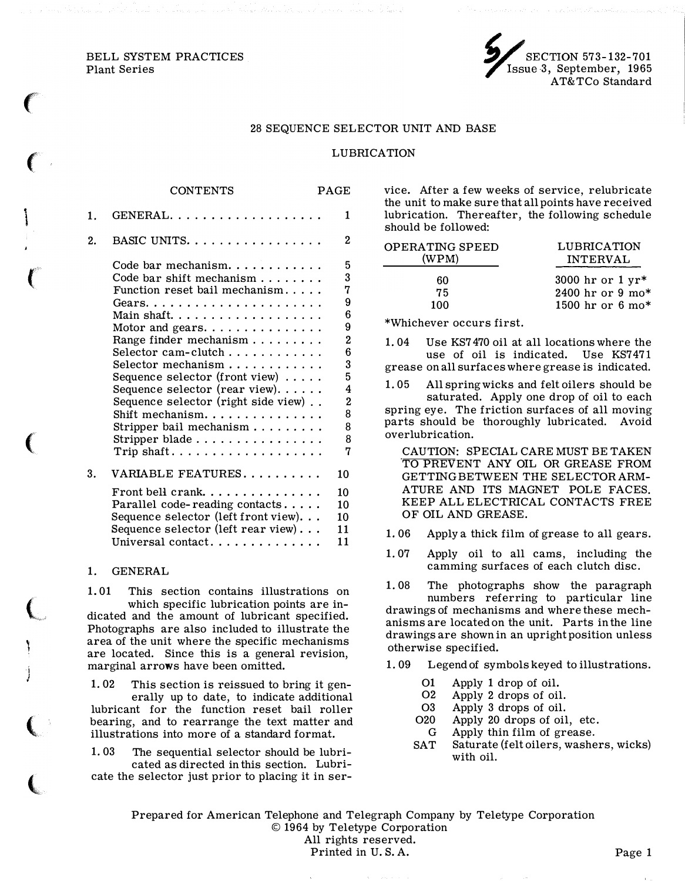BELL SYSTEM PRACTICES
Plant Series

SECTION 573-132-701
Issue 3, September, 1965
AT&TCo Standard

# 28 SEQUENCE SELECTOR UNIT AND BASE

## LUBRICATION

| CONTENTS | PAGE |
|---|---|
| 1. GENERAL | 1 |
| 2. BASIC UNITS | 2 |
| Code bar mechanism | 5 |
| Code bar shift mechanism | 3 |
| Function reset bail mechanism | 7 |
| Gears | 9 |
| Main shaft | 6 |
| Motor and gears | 9 |
| Range finder mechanism | 2 |
| Selector cam-clutch | 6 |
| Selector mechanism | 3 |
| Sequence selector (front view) | 5 |
| Sequence selector (rear view) | 4 |
| Sequence selector (right side view) | 2 |
| Shift mechanism | 8 |
| Stripper bail mechanism | 8 |
| Stripper blade | 8 |
| Trip shaft | 7 |
| 3. VARIABLE FEATURES | 10 |
| Front bell crank | 10 |
| Parallel code-reading contacts | 10 |
| Sequence selector (left front view) | 10 |
| Sequence selector (left rear view) | 11 |
| Universal contact | 11 |

## 1. GENERAL

1.01 This section contains illustrations on which specific lubrication points are indicated and the amount of lubricant specified. Photographs are also included to illustrate the area of the unit where the specific mechanisms are located. Since this is a general revision, marginal arrows have been omitted.

1.02 This section is reissued to bring it generally up to date, to indicate additional lubricant for the function reset bail roller bearing, and to rearrange the text matter and illustrations into more of a standard format.

1.03 The sequential selector should be lubricated as directed in this section. Lubricate the selector just prior to placing it in service. After a few weeks of service, relubricate the unit to make sure that all points have received lubrication. Thereafter, the following schedule should be followed:

| OPERATING SPEED (WPM) | LUBRICATION INTERVAL |
|---|---|
| 60 | 3000 hr or 1 yr* |
| 75 | 2400 hr or 9 mo* |
| 100 | 1500 hr or 6 mo* |

*Whichever occurs first.

1.04 Use KS7470 oil at all locations where the use of oil is indicated. Use KS7471 grease on all surfaces where grease is indicated.

1.05 All spring wicks and felt oilers should be saturated. Apply one drop of oil to each spring eye. The friction surfaces of all moving parts should be thoroughly lubricated. Avoid overlubrication.

CAUTION: SPECIAL CARE MUST BE TAKEN TO PREVENT ANY OIL OR GREASE FROM GETTING BETWEEN THE SELECTOR ARMATURE AND ITS MAGNET POLE FACES. KEEP ALL ELECTRICAL CONTACTS FREE OF OIL AND GREASE.

1.06 Apply a thick film of grease to all gears.

1.07 Apply oil to all cams, including the camming surfaces of each clutch disc.

1.08 The photographs show the paragraph numbers referring to particular line drawings of mechanisms and where these mechanisms are located on the unit. Parts in the line drawings are shown in an upright position unless otherwise specified.

1.09 Legend of symbols keyed to illustrations.

| | |
|---|---|
| O1 | Apply 1 drop of oil. |
| O2 | Apply 2 drops of oil. |
| O3 | Apply 3 drops of oil. |
| O20 | Apply 20 drops of oil, etc. |
| G | Apply thin film of grease. |
| SAT | Saturate (felt oilers, washers, wicks) with oil. |

Prepared for American Telephone and Telegraph Company by Teletype Corporation
© 1964 by Teletype Corporation
All rights reserved.
Printed in U. S. A.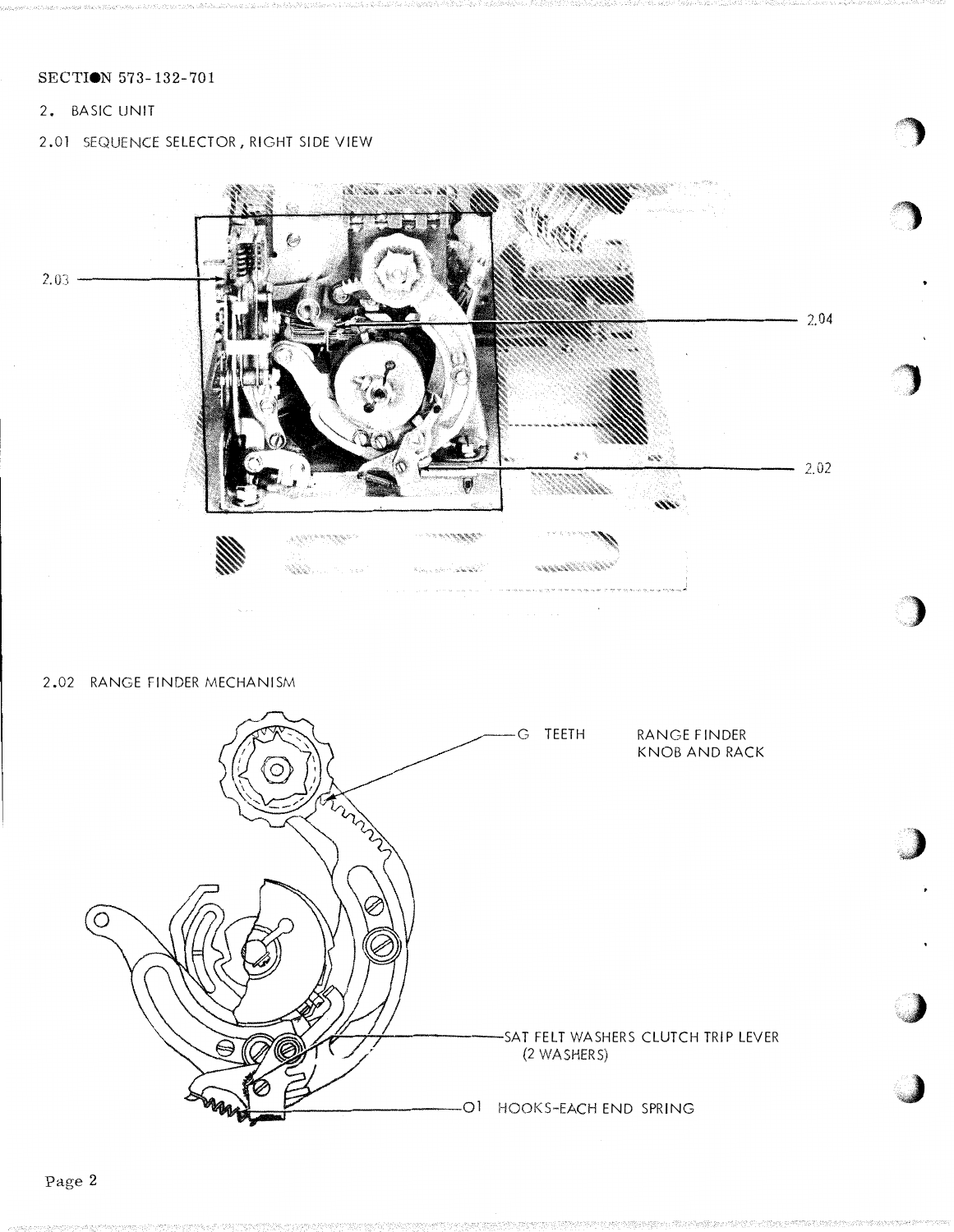SECTION 573-132-701

## 2. BASIC UNIT

### 2.01 SEQUENCE SELECTOR, RIGHT SIDE VIEW

2.03

2.04

2.02

### 2.02 RANGE FINDER MECHANISM

G TEETH — RANGE FINDER KNOB AND RACK

SAT FELT WASHERS CLUTCH TRIP LEVER (2 WASHERS)

O1 HOOKS-EACH END SPRING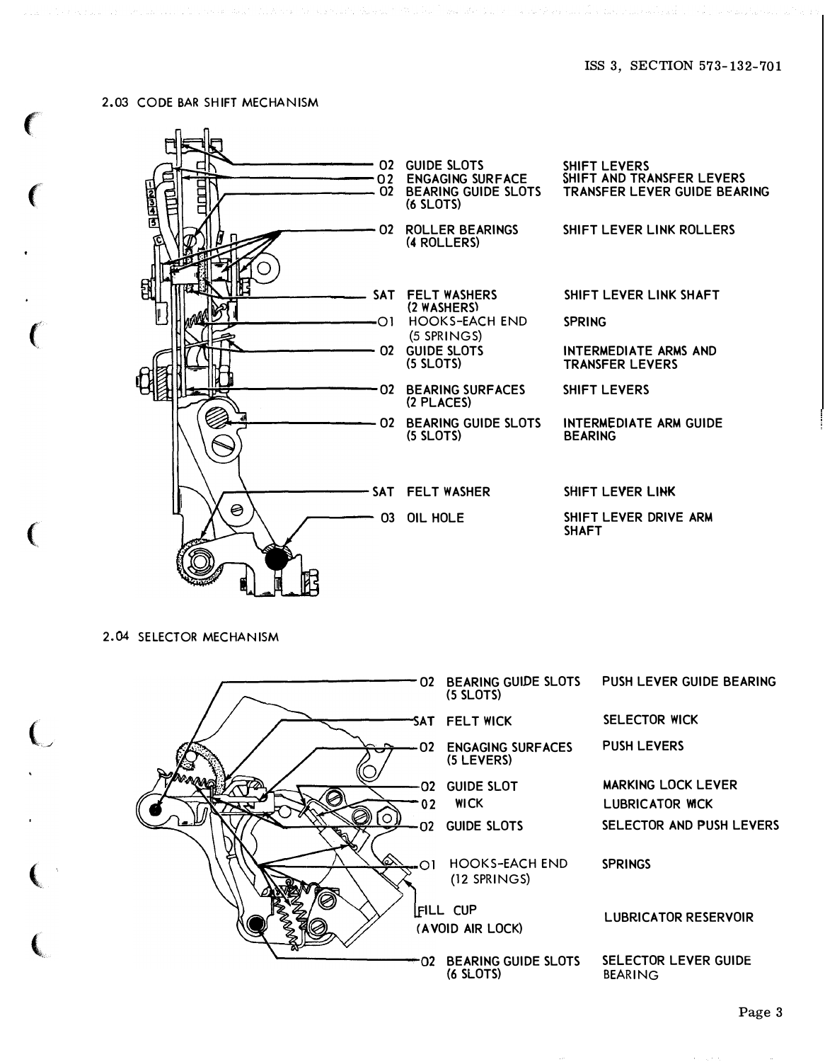## 2.03 CODE BAR SHIFT MECHANISM

| | | |
|---|---|---|
| 02 | GUIDE SLOTS | SHIFT LEVERS |
| 02 | ENGAGING SURFACE | SHIFT AND TRANSFER LEVERS |
| 02 | BEARING GUIDE SLOTS (6 SLOTS) | TRANSFER LEVER GUIDE BEARING |
| 02 | ROLLER BEARINGS (4 ROLLERS) | SHIFT LEVER LINK ROLLERS |
| SAT | FELT WASHERS (2 WASHERS) | SHIFT LEVER LINK SHAFT |
| O1 | HOOKS-EACH END (5 SPRINGS) | SPRING |
| 02 | GUIDE SLOTS (5 SLOTS) | INTERMEDIATE ARMS AND TRANSFER LEVERS |
| 02 | BEARING SURFACES (2 PLACES) | SHIFT LEVERS |
| 02 | BEARING GUIDE SLOTS (5 SLOTS) | INTERMEDIATE ARM GUIDE BEARING |
| SAT | FELT WASHER | SHIFT LEVER LINK |
| 03 | OIL HOLE | SHIFT LEVER DRIVE ARM SHAFT |

## 2.04 SELECTOR MECHANISM

| | | |
|---|---|---|
| 02 | BEARING GUIDE SLOTS (5 SLOTS) | PUSH LEVER GUIDE BEARING |
| SAT | FELT WICK | SELECTOR WICK |
| 02 | ENGAGING SURFACES (5 LEVERS) | PUSH LEVERS |
| 02 | GUIDE SLOT | MARKING LOCK LEVER |
| 02 | WICK | LUBRICATOR WICK |
| 02 | GUIDE SLOTS | SELECTOR AND PUSH LEVERS |
| O1 | HOOKS-EACH END (12 SPRINGS) | SPRINGS |
| | FILL CUP (AVOID AIR LOCK) | LUBRICATOR RESERVOIR |
| 02 | BEARING GUIDE SLOTS (6 SLOTS) | SELECTOR LEVER GUIDE BEARING |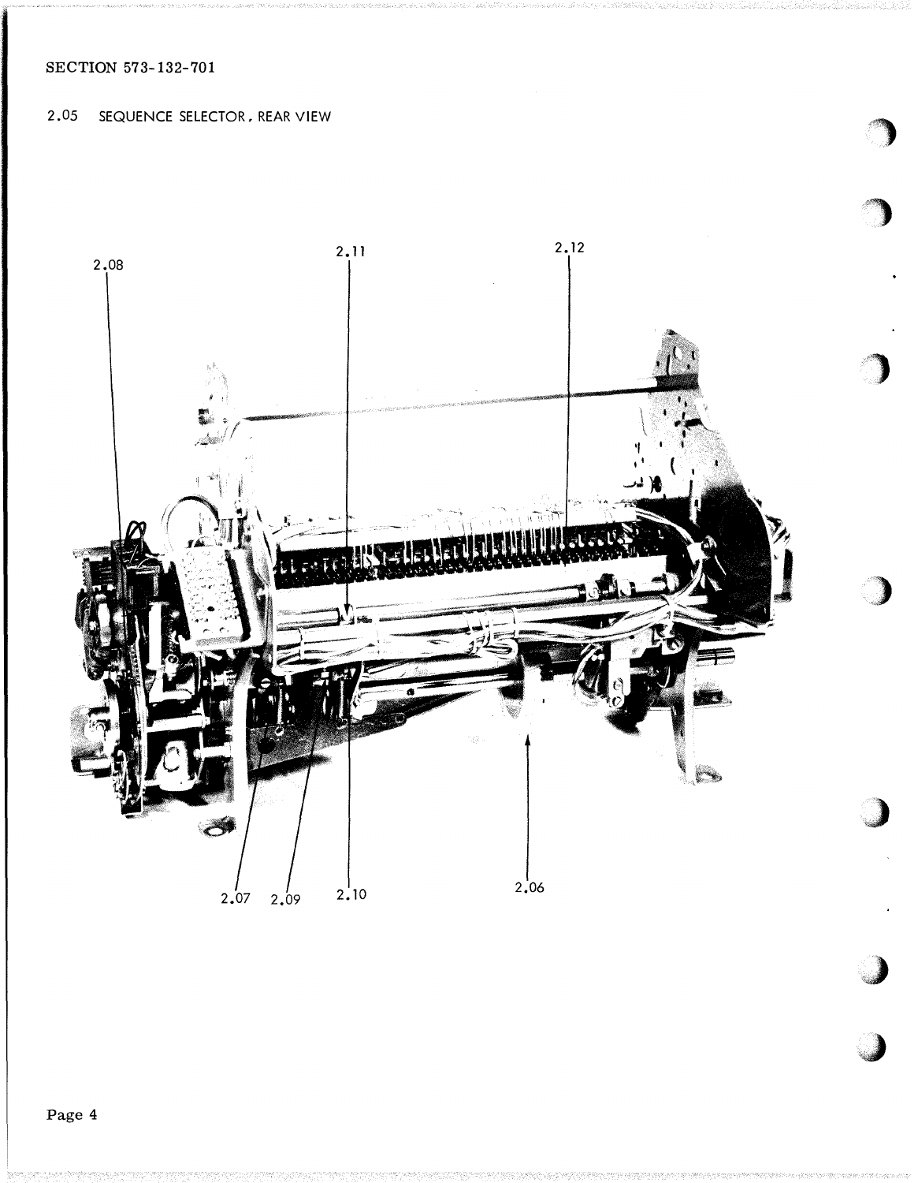2.05 SEQUENCE SELECTOR, REAR VIEW

2.08

2.11

2.12

2.07 2.09 2.10 2.06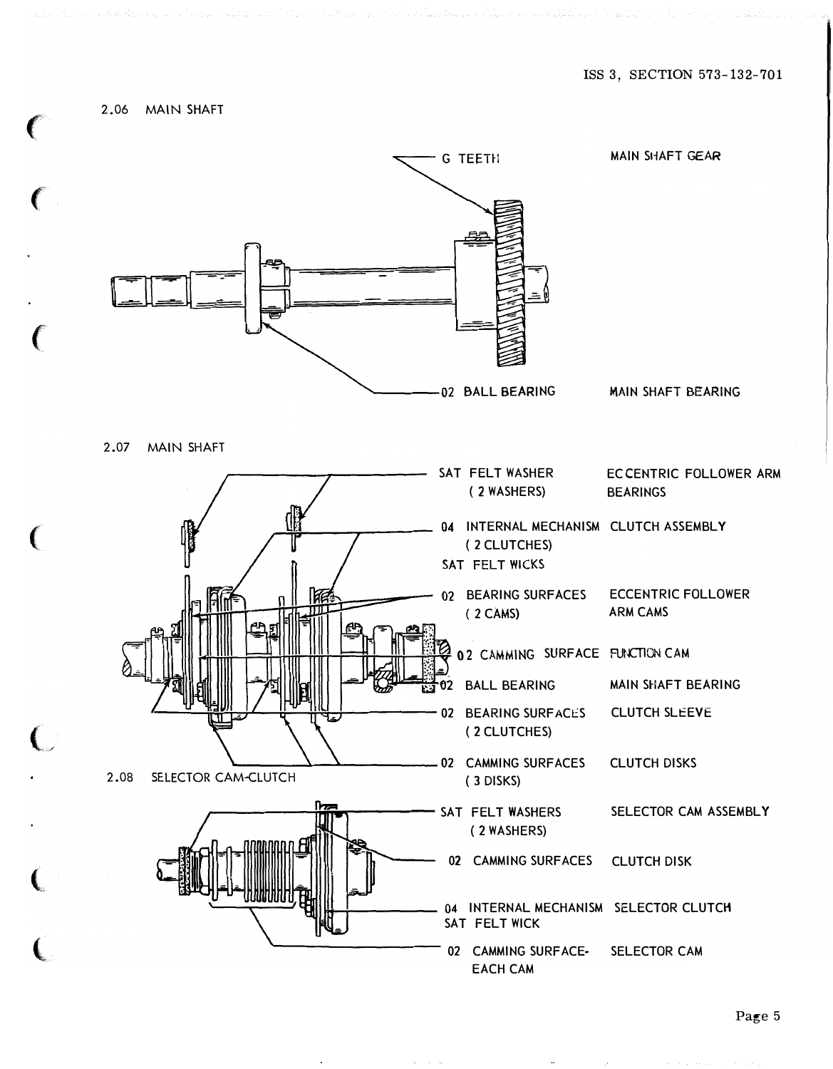2.06 MAIN SHAFT

G TEETH — MAIN SHAFT GEAR

02 BALL BEARING — MAIN SHAFT BEARING

2.07 MAIN SHAFT

SAT FELT WASHER (2 WASHERS) — ECCENTRIC FOLLOWER ARM BEARINGS

04 INTERNAL MECHANISM (2 CLUTCHES) — CLUTCH ASSEMBLY
SAT FELT WICKS

02 BEARING SURFACES (2 CAMS) — ECCENTRIC FOLLOWER ARM CAMS

02 CAMMING SURFACE — FUNCTION CAM

02 BALL BEARING — MAIN SHAFT BEARING

02 BEARING SURFACES (2 CLUTCHES) — CLUTCH SLEEVE

02 CAMMING SURFACES (3 DISKS) — CLUTCH DISKS

2.08 SELECTOR CAM-CLUTCH

SAT FELT WASHERS (2 WASHERS) — SELECTOR CAM ASSEMBLY

02 CAMMING SURFACES — CLUTCH DISK

04 INTERNAL MECHANISM — SELECTOR CLUTCH
SAT FELT WICK

02 CAMMING SURFACE-EACH CAM — SELECTOR CAM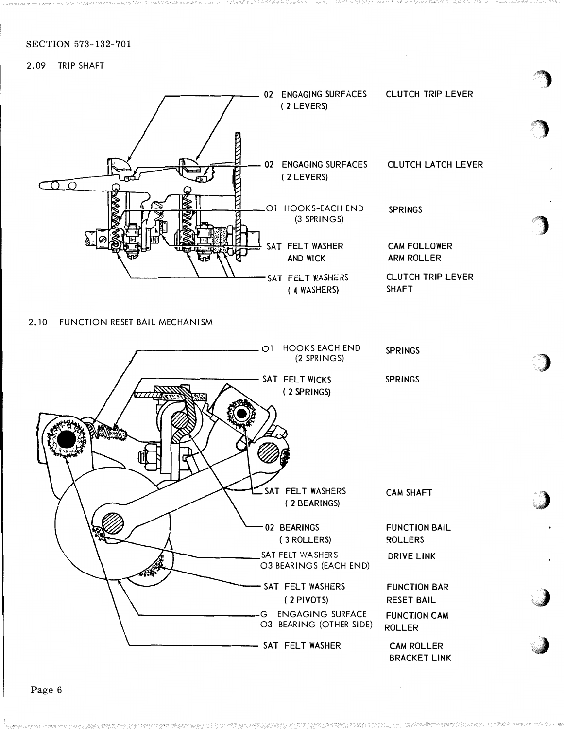SECTION 573-132-701

## 2.09 TRIP SHAFT

| Lubrication | Part |
|---|---|
| 02 ENGAGING SURFACES (2 LEVERS) | CLUTCH TRIP LEVER |
| 02 ENGAGING SURFACES (2 LEVERS) | CLUTCH LATCH LEVER |
| O1 HOOKS-EACH END (3 SPRINGS) | SPRINGS |
| SAT FELT WASHER AND WICK | CAM FOLLOWER ARM ROLLER |
| SAT FELT WASHERS (4 WASHERS) | CLUTCH TRIP LEVER SHAFT |

## 2.10 FUNCTION RESET BAIL MECHANISM

| Lubrication | Part |
|---|---|
| O1 HOOKS EACH END (2 SPRINGS) | SPRINGS |
| SAT FELT WICKS (2 SPRINGS) | SPRINGS |
| SAT FELT WASHERS (2 BEARINGS) | CAM SHAFT |
| 02 BEARINGS (3 ROLLERS) | FUNCTION BAIL ROLLERS |
| SAT FELT WASHERS O3 BEARINGS (EACH END) | DRIVE LINK |
| SAT FELT WASHERS (2 PIVOTS) | FUNCTION BAR RESET BAIL |
| G ENGAGING SURFACE O3 BEARING (OTHER SIDE) | FUNCTION CAM ROLLER |
| SAT FELT WASHER | CAM ROLLER BRACKET LINK |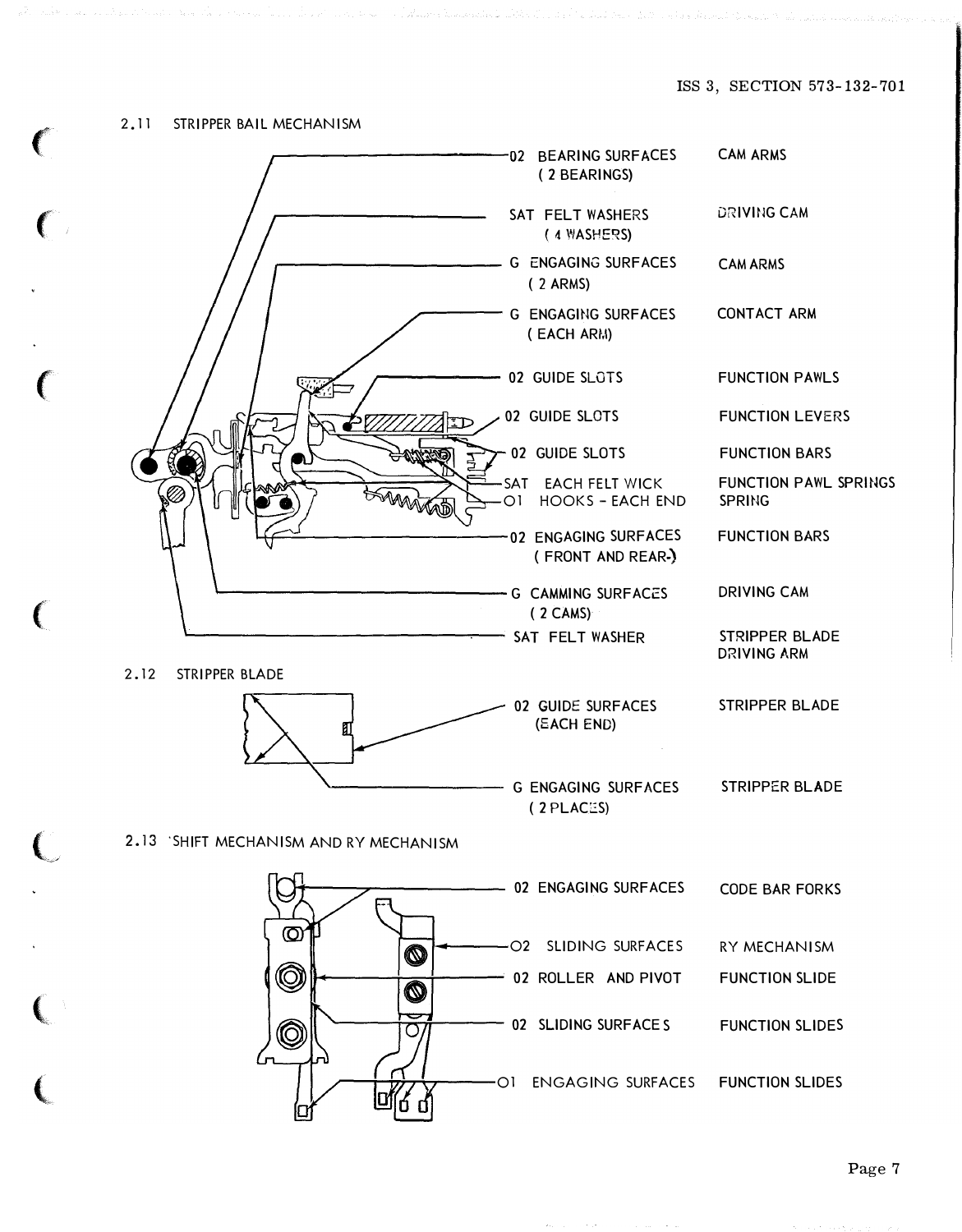## 2.11 STRIPPER BAIL MECHANISM

| Lubrication | Location | Part |
|---|---|---|
| 02 | BEARING SURFACES (2 BEARINGS) | CAM ARMS |
| SAT | FELT WASHERS (4 WASHERS) | DRIVING CAM |
| G | ENGAGING SURFACES (2 ARMS) | CAM ARMS |
| G | ENGAGING SURFACES (EACH ARM) | CONTACT ARM |
| 02 | GUIDE SLOTS | FUNCTION PAWLS |
| 02 | GUIDE SLOTS | FUNCTION LEVERS |
| 02 | GUIDE SLOTS | FUNCTION BARS |
| SAT | EACH FELT WICK | FUNCTION PAWL SPRINGS |
| O1 | HOOKS - EACH END | SPRING |
| 02 | ENGAGING SURFACES (FRONT AND REAR) | FUNCTION BARS |
| G | CAMMING SURFACES (2 CAMS) | DRIVING CAM |
| SAT | FELT WASHER | STRIPPER BLADE DRIVING ARM |

## 2.12 STRIPPER BLADE

| Lubrication | Location | Part |
|---|---|---|
| 02 | GUIDE SURFACES (EACH END) | STRIPPER BLADE |
| G | ENGAGING SURFACES (2 PLACES) | STRIPPER BLADE |

## 2.13 SHIFT MECHANISM AND RY MECHANISM

| Lubrication | Location | Part |
|---|---|---|
| 02 | ENGAGING SURFACES | CODE BAR FORKS |
| O2 | SLIDING SURFACES | RY MECHANISM |
| 02 | ROLLER AND PIVOT | FUNCTION SLIDE |
| 02 | SLIDING SURFACES | FUNCTION SLIDES |
| O1 | ENGAGING SURFACES | FUNCTION SLIDES |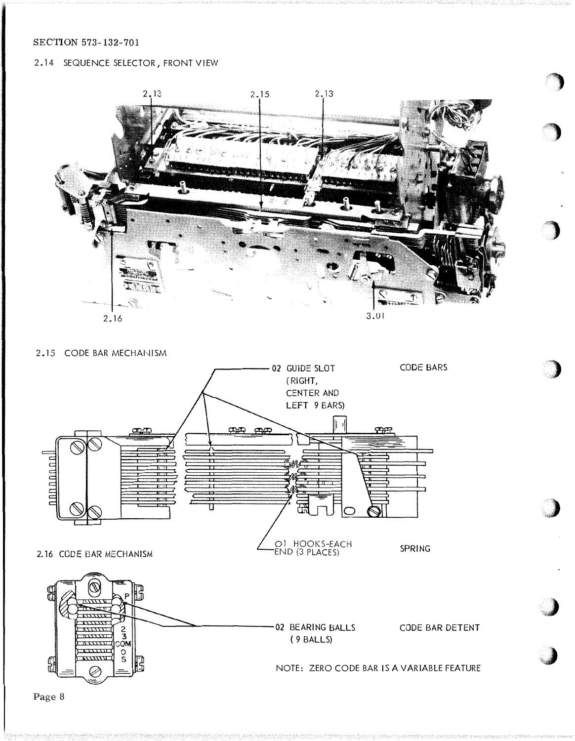SECTION 573-132-701

## 2.14 SEQUENCE SELECTOR, FRONT VIEW

2.13 2.15 2.13

2.16 3.01

## 2.15 CODE BAR MECHANISM

02 GUIDE SLOT (RIGHT, CENTER AND LEFT 9 BARS)

CODE BARS

01 HOOKS-EACH END (3 PLACES)

SPRING

## 2.16 CODE BAR MECHANISM

P
1
2
3
COM
O
S

02 BEARING BALLS (9 BALLS)

CODE BAR DETENT

NOTE: ZERO CODE BAR IS A VARIABLE FEATURE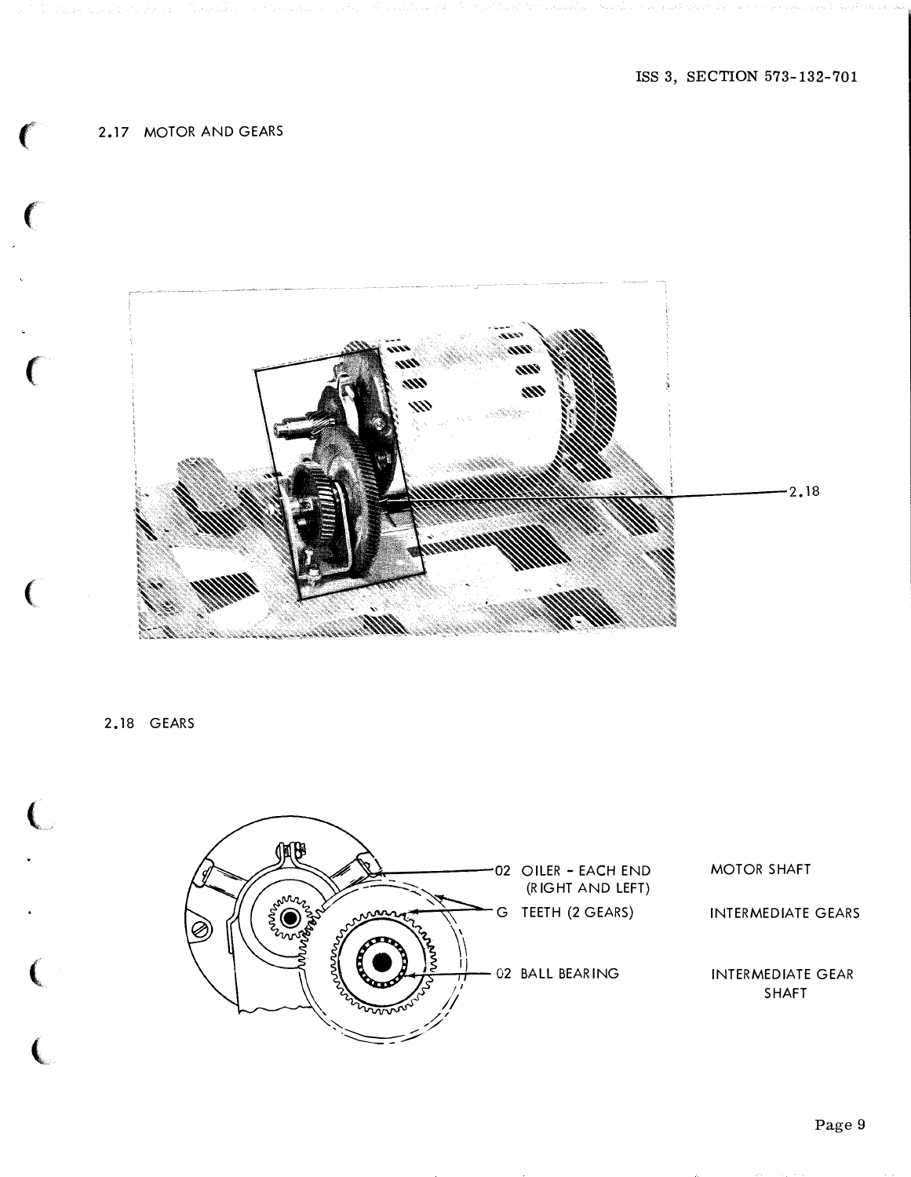## 2.17 MOTOR AND GEARS

2.18

## 2.18 GEARS

02 OILER - EACH END (RIGHT AND LEFT)

G TEETH (2 GEARS)

02 BALL BEARING

MOTOR SHAFT

INTERMEDIATE GEARS

INTERMEDIATE GEAR SHAFT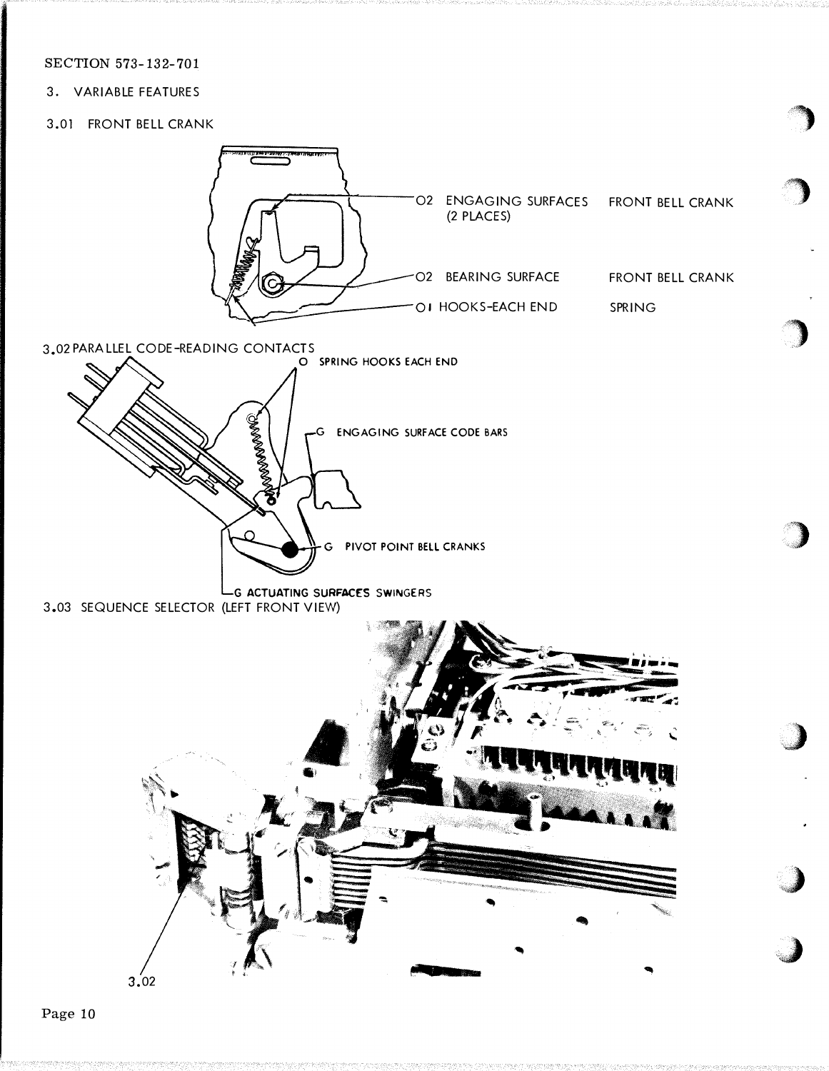SECTION 573-132-701

3. VARIABLE FEATURES

3.01 FRONT BELL CRANK

O2 ENGAGING SURFACES (2 PLACES) FRONT BELL CRANK

O2 BEARING SURFACE FRONT BELL CRANK

O1 HOOKS-EACH END SPRING

3.02 PARALLEL CODE-READING CONTACTS

O SPRING HOOKS EACH END

G ENGAGING SURFACE CODE BARS

G PIVOT POINT BELL CRANKS

G ACTUATING SURFACES SWINGERS

3.03 SEQUENCE SELECTOR (LEFT FRONT VIEW)

3.02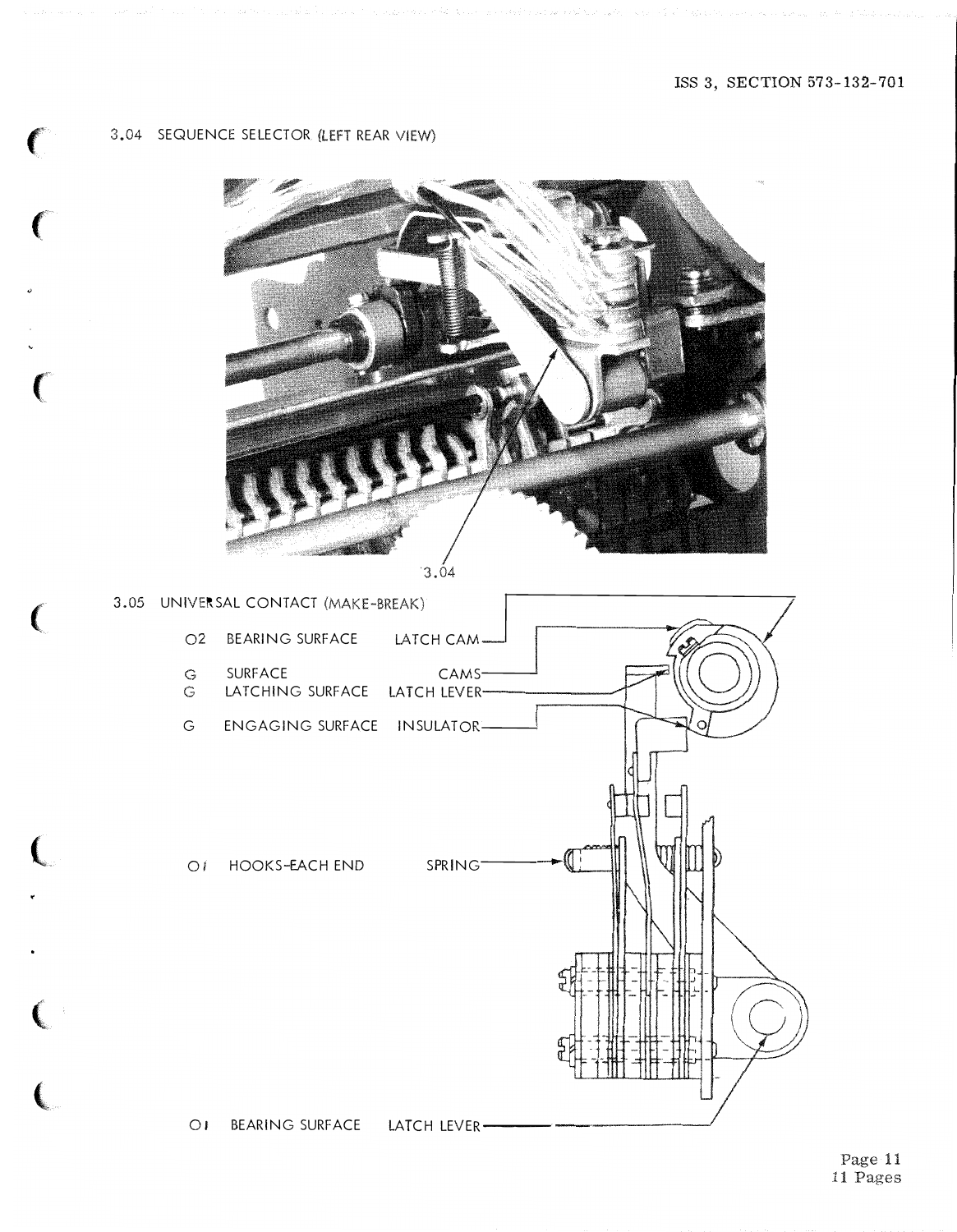3.04 SEQUENCE SELECTOR (LEFT REAR VIEW)

3.04

3.05 UNIVERSAL CONTACT (MAKE-BREAK)

O2 BEARING SURFACE LATCH CAM

G SURFACE CAMS

G LATCHING SURFACE LATCH LEVER

G ENGAGING SURFACE INSULATOR

O1 HOOKS-EACH END SPRING

O1 BEARING SURFACE LATCH LEVER